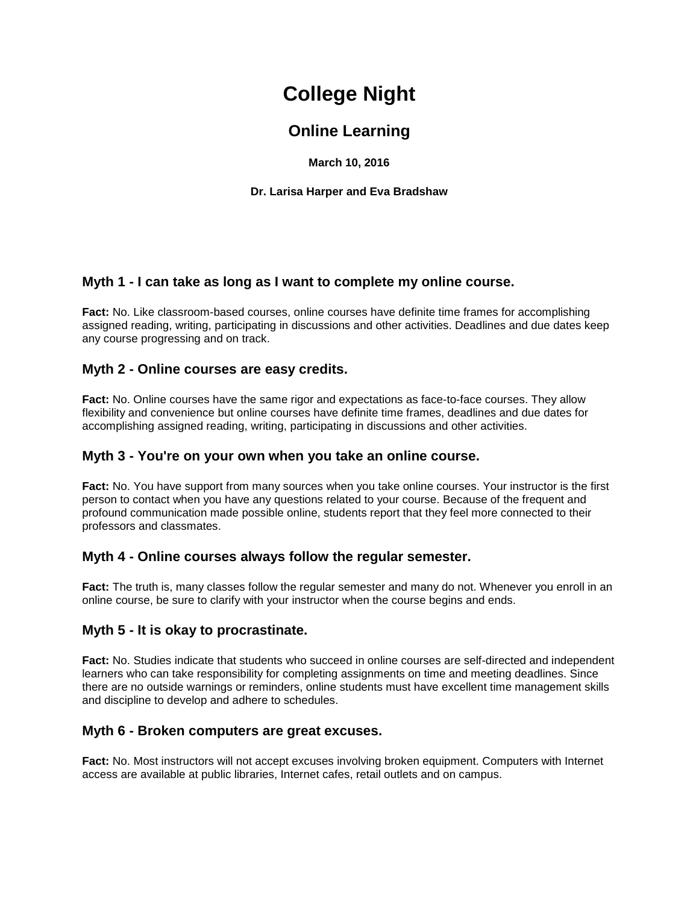# College Night

## Online Learning

**March 10, 2016**

**Dr. Larisa Harper and Eva Bradshaw**

### Myth 1 - I can take as long as I want to complete my online course.

**Fact:** No. Like classroom-based courses, online courses have definite time frames for accomplishing assigned reading, writing, participating in discussions and other activities. Deadlines and due dates keep any course progressing and on track.

### Myth 2 - Online courses are easy credits.

**Fact:** No. Online courses have the same rigor and expectations as face-to-face courses. They allow flexibility and convenience but online courses have definite time frames, deadlines and due dates for accomplishing assigned reading, writing, participating in discussions and other activities.

### Myth 3 - You're on your own when you take an online course.

**Fact:** No. You have support from many sources when you take online courses. Your instructor is the first person to contact when you have any questions related to your course. Because of the frequent and profound communication made possible online, students report that they feel more connected to their professors and classmates.

### Myth 4 - Online courses always follow the regular semester.

**Fact:** The truth is, many classes follow the regular semester and many do not. Whenever you enroll in an online course, be sure to clarify with your instructor when the course begins and ends.

### Myth 5 - It is okay to procrastinate.

**Fact:** No. Studies indicate that students who succeed in online courses are self-directed and independent learners who can take responsibility for completing assignments on time and meeting deadlines. Since there are no outside warnings or reminders, online students must have excellent time management skills and discipline to develop and adhere to schedules.

### Myth 6 - Broken computers are great excuses.

**Fact:** No. Most instructors will not accept excuses involving broken equipment. Computers with Internet access are available at public libraries, Internet cafes, retail outlets and on campus.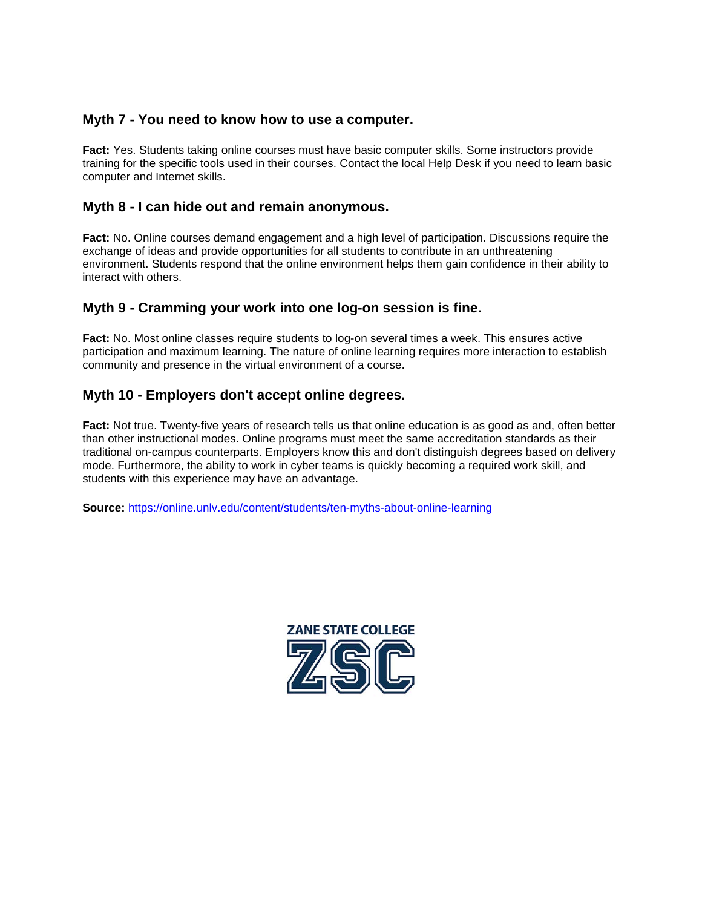### Myth 7 - You need to know how to use a computer.

**Fact:** Yes. Students taking online courses must have basic computer skills. Some instructors provide training for the specific tools used in their courses. Contact the local Help Desk if you need to learn basic computer and Internet skills.

### Myth 8 - I can hide out and remain anonymous.

**Fact:** No. Online courses demand engagement and a high level of participation. Discussions require the exchange of ideas and provide opportunities for all students to contribute in an unthreatening environment. Students respond that the online environment helps them gain confidence in their ability to interact with others.

### Myth 9 - Cramming your work into one log-on session is fine.

**Fact:** No. Most online classes require students to log-on several times a week. This ensures active participation and maximum learning. The nature of online learning requires more interaction to establish community and presence in the virtual environment of a course.

### Myth 10 - Employers don't accept online degrees.

**Fact:** Not true. Twenty-five years of research tells us that online education is as good as and, often better than other instructional modes. Online programs must meet the same accreditation standards as their traditional on-campus counterparts. Employers know this and don't distinguish degrees based on delivery mode. Furthermore, the ability to work in cyber teams is quickly becoming a required work skill, and students with this experience may have an advantage.

**Source:** [https://online.unlv.edu/content/students/ten-myths-about-online-learning](https://online.unlv.edu/content/students/ten-myths-about-online-learning)

ZANE STATE COLLEGE

ZSC